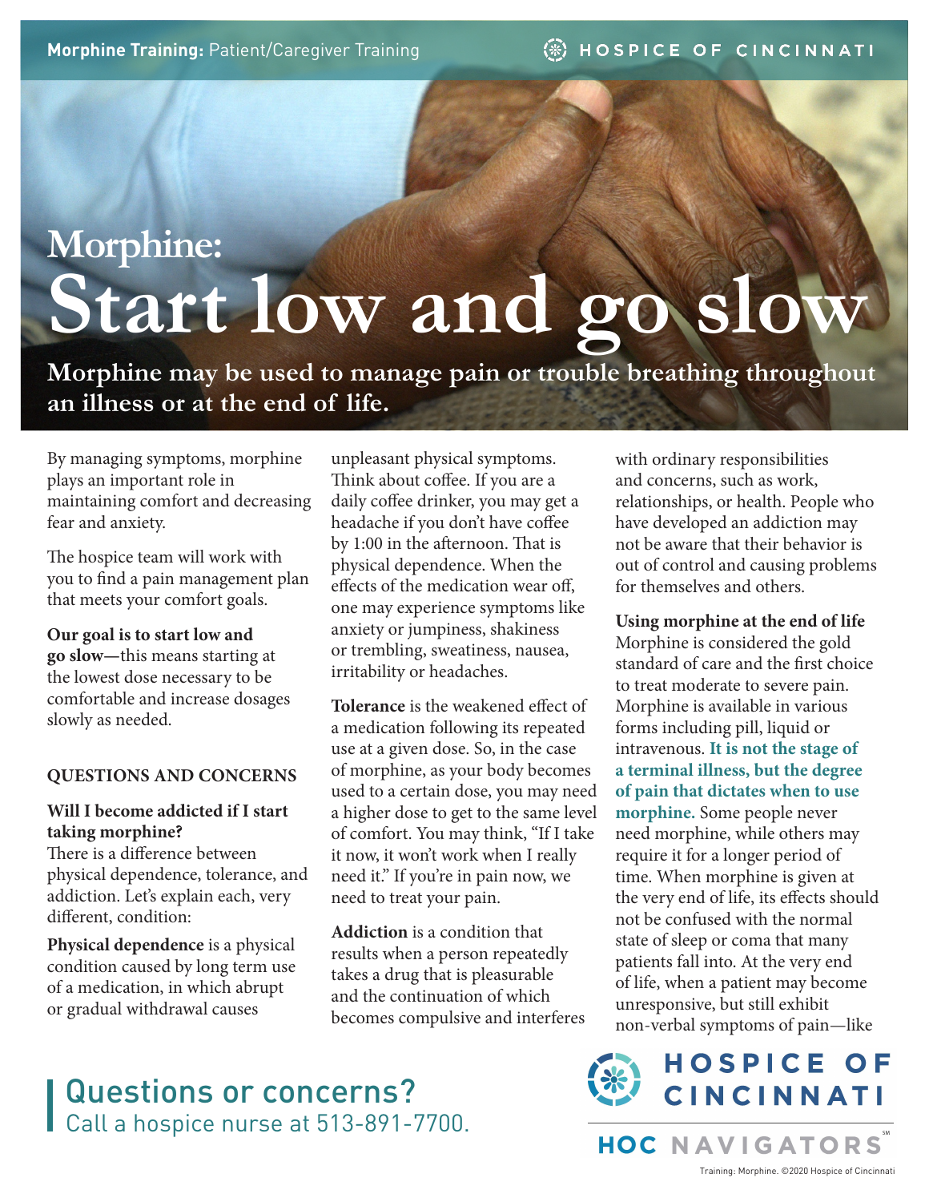Morphine Training: Patient/Caregiver Training

# Morphine: Start low and go slow

**Morphine may be used to manage pain or trouble breathing throughout an illness or at the end of life.**

By managing symptoms, morphine plays an important role in maintaining comfort and decreasing fear and anxiety.

The hospice team will work with you to find a pain management plan that meets your comfort goals.

**Our goal is to start low and go slow**—this means starting at the lowest dose necessary to be comfortable and increase dosages slowly as needed.

## QUESTIONS AND CONCERNS

### Will I become addicted if I start taking morphine?

There is a difference between physical dependence, tolerance, and addiction. Let's explain each, very different, condition:

**Physical dependence** is a physical condition caused by long term use of a medication, in which abrupt or gradual withdrawal causes unpleasant physical symptoms. Think about coffee. If you are a daily coffee drinker, you may get a headache if you don't have coffee by 1:00 in the afternoon. That is physical dependence. When the effects of the medication wear off, one may experience symptoms like anxiety or jumpiness, shakiness or trembling, sweatiness, nausea, irritability or headaches.

**Tolerance** is the weakened effect of a medication following its repeated use at a given dose. So, in the case of morphine, as your body becomes used to a certain dose, you may need a higher dose to get to the same level of comfort. You may think, "If I take it now, it won't work when I really need it." If you're in pain now, we need to treat your pain.

**Addiction** is a condition that results when a person repeatedly takes a drug that is pleasurable and the continuation of which becomes compulsive and interferes with ordinary responsibilities and concerns, such as work, relationships, or health. People who have developed an addiction may not be aware that their behavior is out of control and causing problems for themselves and others.

### Using morphine at the end of life

Morphine is considered the gold standard of care and the first choice to treat moderate to severe pain. Morphine is available in various forms including pill, liquid or intravenous. **It is not the stage of a terminal illness, but the degree of pain that dictates when to use morphine.** Some people never need morphine, while others may require it for a longer period of time. When morphine is given at the very end of life, its effects should not be confused with the normal state of sleep or coma that many patients fall into. At the very end of life, when a patient may become unresponsive, but still exhibit non-verbal symptoms of pain—like

**Questions or concerns?**
Call a hospice nurse at 513-891-7700.

HOSPICE OF CINCINNATI

HOC NAVIGATORS℠

Training: Morphine. ©2020 Hospice of Cincinnati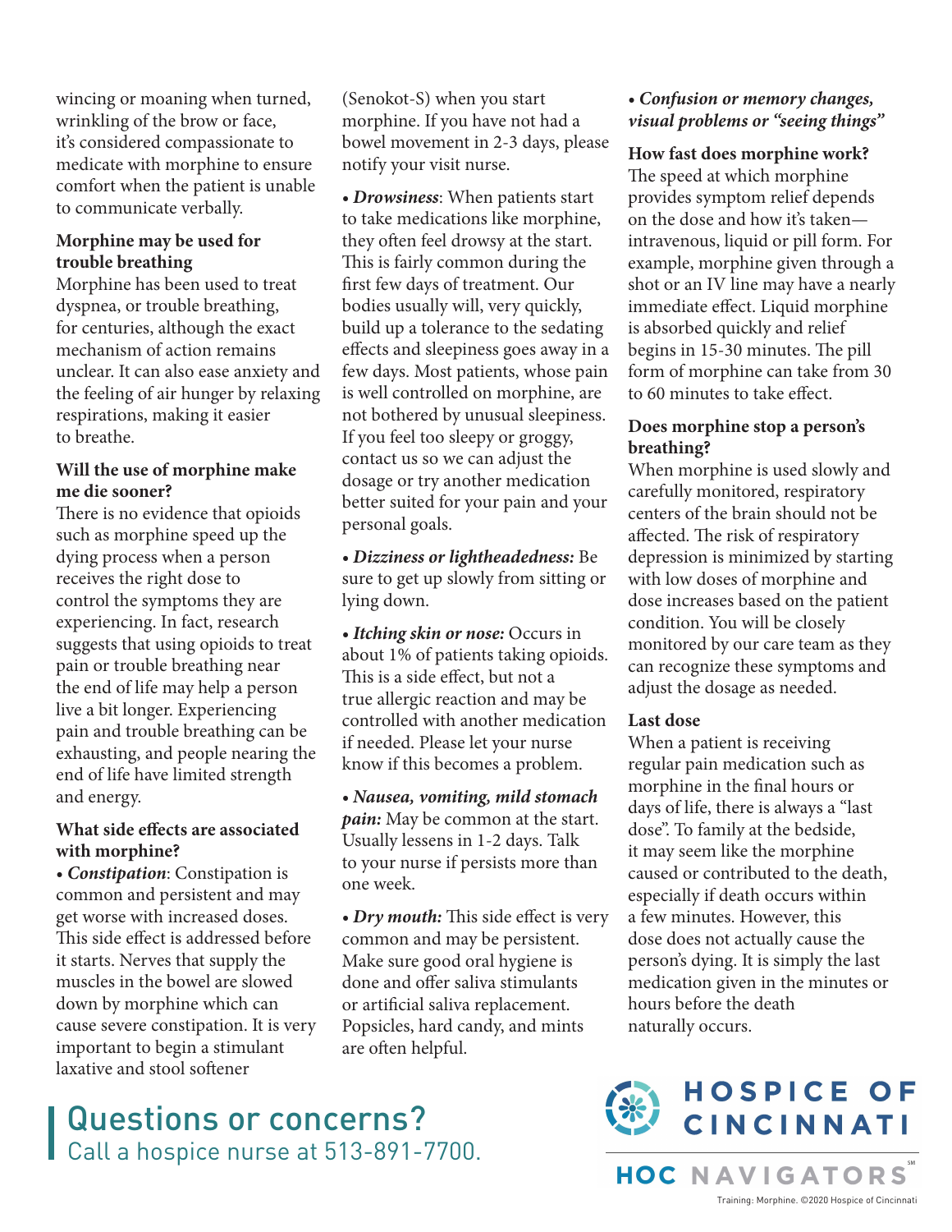wincing or moaning when turned, wrinkling of the brow or face, it's considered compassionate to medicate with morphine to ensure comfort when the patient is unable to communicate verbally.

### Morphine may be used for trouble breathing

Morphine has been used to treat dyspnea, or trouble breathing, for centuries, although the exact mechanism of action remains unclear. It can also ease anxiety and the feeling of air hunger by relaxing respirations, making it easier to breathe.

### Will the use of morphine make me die sooner?

There is no evidence that opioids such as morphine speed up the dying process when a person receives the right dose to control the symptoms they are experiencing. In fact, research suggests that using opioids to treat pain or trouble breathing near the end of life may help a person live a bit longer. Experiencing pain and trouble breathing can be exhausting, and people nearing the end of life have limited strength and energy.

### What side effects are associated with morphine?

- ***Constipation***: Constipation is common and persistent and may get worse with increased doses. This side effect is addressed before it starts. Nerves that supply the muscles in the bowel are slowed down by morphine which can cause severe constipation. It is very important to begin a stimulant laxative and stool softener (Senokot-S) when you start morphine. If you have not had a bowel movement in 2-3 days, please notify your visit nurse.
- ***Drowsiness***: When patients start to take medications like morphine, they often feel drowsy at the start. This is fairly common during the first few days of treatment. Our bodies usually will, very quickly, build up a tolerance to the sedating effects and sleepiness goes away in a few days. Most patients, whose pain is well controlled on morphine, are not bothered by unusual sleepiness. If you feel too sleepy or groggy, contact us so we can adjust the dosage or try another medication better suited for your pain and your personal goals.
- ***Dizziness or lightheadedness:*** Be sure to get up slowly from sitting or lying down.
- ***Itching skin or nose:*** Occurs in about 1% of patients taking opioids. This is a side effect, but not a true allergic reaction and may be controlled with another medication if needed. Please let your nurse know if this becomes a problem.
- ***Nausea, vomiting, mild stomach pain:*** May be common at the start. Usually lessens in 1-2 days. Talk to your nurse if persists more than one week.
- ***Dry mouth:*** This side effect is very common and may be persistent. Make sure good oral hygiene is done and offer saliva stimulants or artificial saliva replacement. Popsicles, hard candy, and mints are often helpful.
- ***Confusion or memory changes, visual problems or "seeing things"***

### How fast does morphine work?

The speed at which morphine provides symptom relief depends on the dose and how it's taken—intravenous, liquid or pill form. For example, morphine given through a shot or an IV line may have a nearly immediate effect. Liquid morphine is absorbed quickly and relief begins in 15-30 minutes. The pill form of morphine can take from 30 to 60 minutes to take effect.

### Does morphine stop a person's breathing?

When morphine is used slowly and carefully monitored, respiratory centers of the brain should not be affected. The risk of respiratory depression is minimized by starting with low doses of morphine and dose increases based on the patient condition. You will be closely monitored by our care team as they can recognize these symptoms and adjust the dosage as needed.

### Last dose

When a patient is receiving regular pain medication such as morphine in the final hours or days of life, there is always a "last dose". To family at the bedside, it may seem like the morphine caused or contributed to the death, especially if death occurs within a few minutes. However, this dose does not actually cause the person's dying. It is simply the last medication given in the minutes or hours before the death naturally occurs.

## Questions or concerns?

Call a hospice nurse at 513-891-7700.

HOSPICE OF CINCINNATI

HOC NAVIGATORS℠

Training: Morphine. ©2020 Hospice of Cincinnati